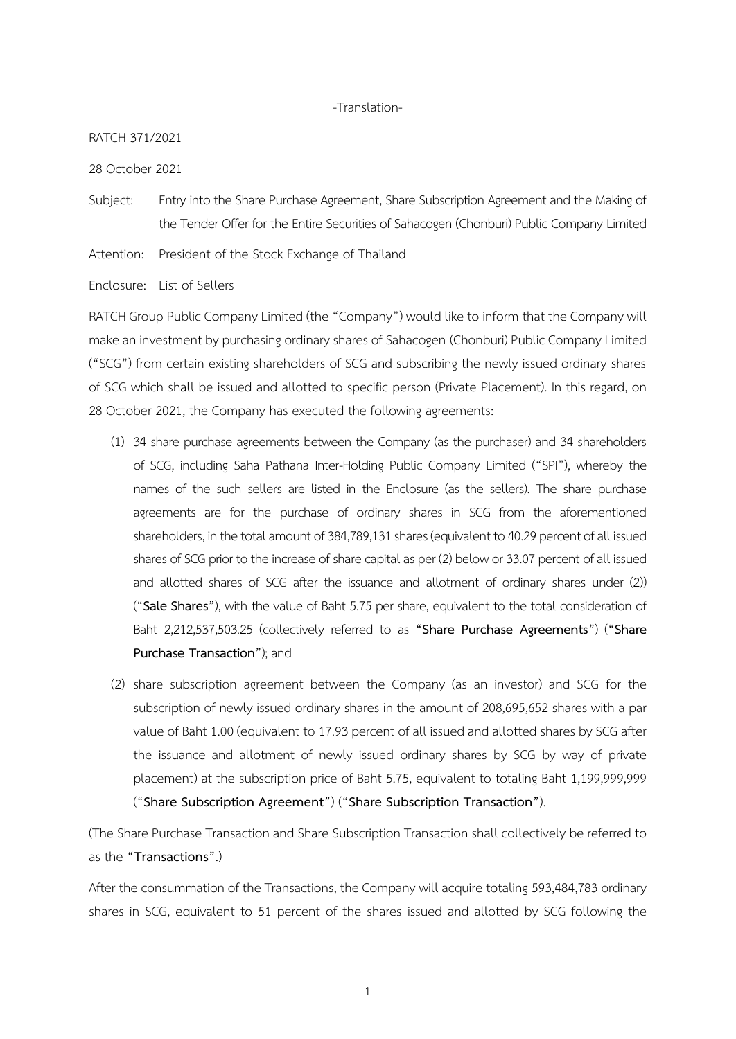-Translation-

RATCH 371/2021

28 October 2021

Subject: Entry into the Share Purchase Agreement, Share Subscription Agreement and the Making of the Tender Offer for the Entire Securities of Sahacogen (Chonburi) Public Company Limited

Attention: President of the Stock Exchange of Thailand

Enclosure: List of Sellers

RATCH Group Public Company Limited (the "Company") would like to inform that the Company will make an investment by purchasing ordinary shares of Sahacogen (Chonburi) Public Company Limited ("SCG") from certain existing shareholders of SCG and subscribing the newly issued ordinary shares of SCG which shall be issued and allotted to specific person (Private Placement). In this regard, on 28 October 2021, the Company has executed the following agreements:

(1) 34 share purchase agreements between the Company (as the purchaser) and 34 shareholders of SCG, including Saha Pathana Inter-Holding Public Company Limited ("SPI"), whereby the names of the such sellers are listed in the Enclosure (as the sellers). The share purchase agreements are for the purchase of ordinary shares in SCG from the aforementioned shareholders, in the total amount of 384,789,131 shares (equivalent to 40.29 percent of all issued shares of SCG prior to the increase of share capital as per (2) below or 33.07 percent of all issued and allotted shares of SCG after the issuance and allotment of ordinary shares under (2)) ("**Sale Shares**"), with the value of Baht 5.75 per share, equivalent to the total consideration of Baht 2,212,537,503.25 (collectively referred to as "**Share Purchase Agreements**") ("**Share Purchase Transaction**"); and

(2) share subscription agreement between the Company (as an investor) and SCG for the subscription of newly issued ordinary shares in the amount of 208,695,652 shares with a par value of Baht 1.00 (equivalent to 17.93 percent of all issued and allotted shares by SCG after the issuance and allotment of newly issued ordinary shares by SCG by way of private placement) at the subscription price of Baht 5.75, equivalent to totaling Baht 1,199,999,999 ("**Share Subscription Agreement**") ("**Share Subscription Transaction**").

(The Share Purchase Transaction and Share Subscription Transaction shall collectively be referred to as the "**Transactions**".)

After the consummation of the Transactions, the Company will acquire totaling 593,484,783 ordinary shares in SCG, equivalent to 51 percent of the shares issued and allotted by SCG following the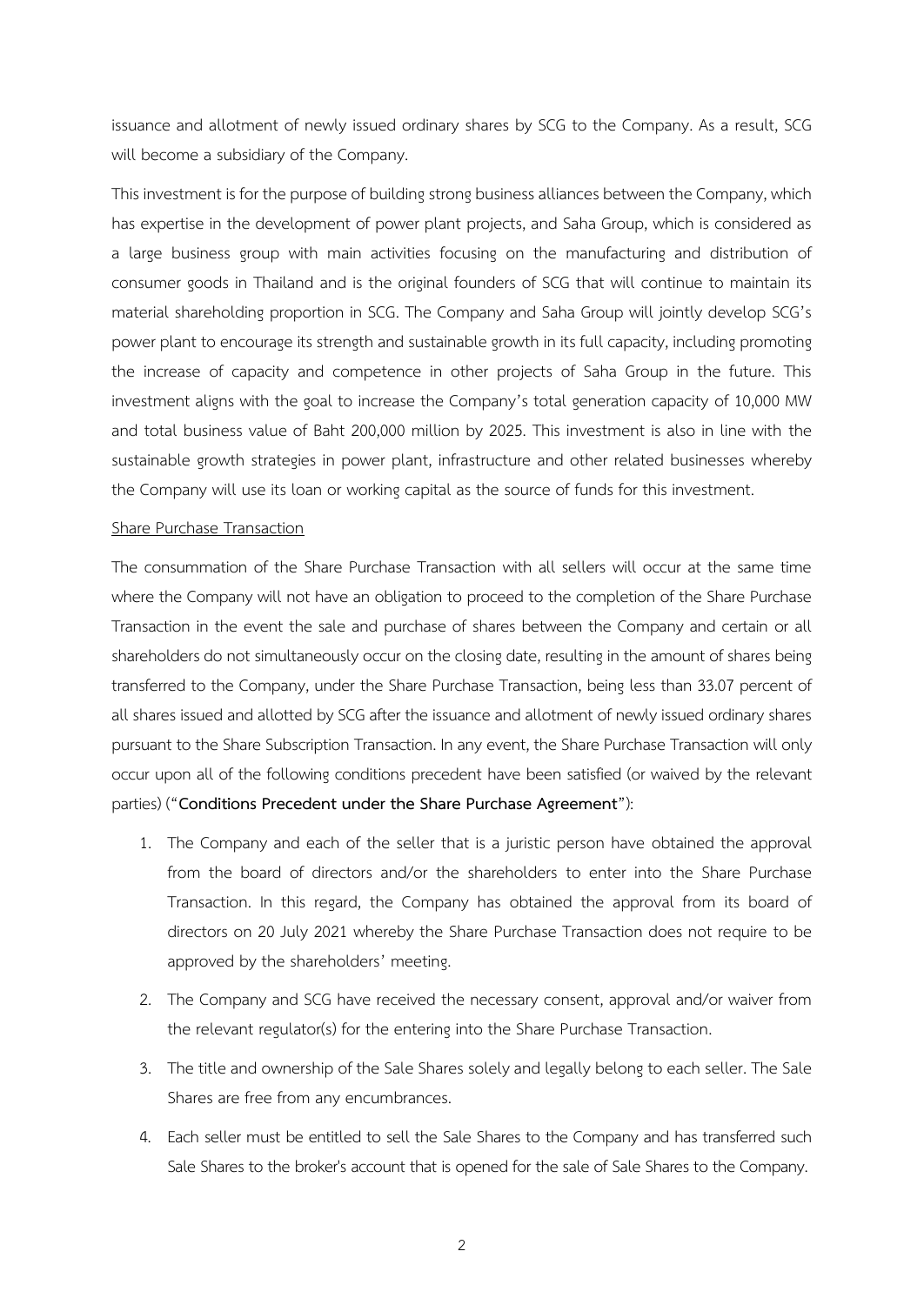issuance and allotment of newly issued ordinary shares by SCG to the Company. As a result, SCG will become a subsidiary of the Company.

This investment is for the purpose of building strong business alliances between the Company, which has expertise in the development of power plant projects, and Saha Group, which is considered as a large business group with main activities focusing on the manufacturing and distribution of consumer goods in Thailand and is the original founders of SCG that will continue to maintain its material shareholding proportion in SCG. The Company and Saha Group will jointly develop SCG's power plant to encourage its strength and sustainable growth in its full capacity, including promoting the increase of capacity and competence in other projects of Saha Group in the future. This investment aligns with the goal to increase the Company's total generation capacity of 10,000 MW and total business value of Baht 200,000 million by 2025. This investment is also in line with the sustainable growth strategies in power plant, infrastructure and other related businesses whereby the Company will use its loan or working capital as the source of funds for this investment.

Share Purchase Transaction

The consummation of the Share Purchase Transaction with all sellers will occur at the same time where the Company will not have an obligation to proceed to the completion of the Share Purchase Transaction in the event the sale and purchase of shares between the Company and certain or all shareholders do not simultaneously occur on the closing date, resulting in the amount of shares being transferred to the Company, under the Share Purchase Transaction, being less than 33.07 percent of all shares issued and allotted by SCG after the issuance and allotment of newly issued ordinary shares pursuant to the Share Subscription Transaction. In any event, the Share Purchase Transaction will only occur upon all of the following conditions precedent have been satisfied (or waived by the relevant parties) ("**Conditions Precedent under the Share Purchase Agreement**"):

1. The Company and each of the seller that is a juristic person have obtained the approval from the board of directors and/or the shareholders to enter into the Share Purchase Transaction. In this regard, the Company has obtained the approval from its board of directors on 20 July 2021 whereby the Share Purchase Transaction does not require to be approved by the shareholders' meeting.
2. The Company and SCG have received the necessary consent, approval and/or waiver from the relevant regulator(s) for the entering into the Share Purchase Transaction.
3. The title and ownership of the Sale Shares solely and legally belong to each seller. The Sale Shares are free from any encumbrances.
4. Each seller must be entitled to sell the Sale Shares to the Company and has transferred such Sale Shares to the broker's account that is opened for the sale of Sale Shares to the Company.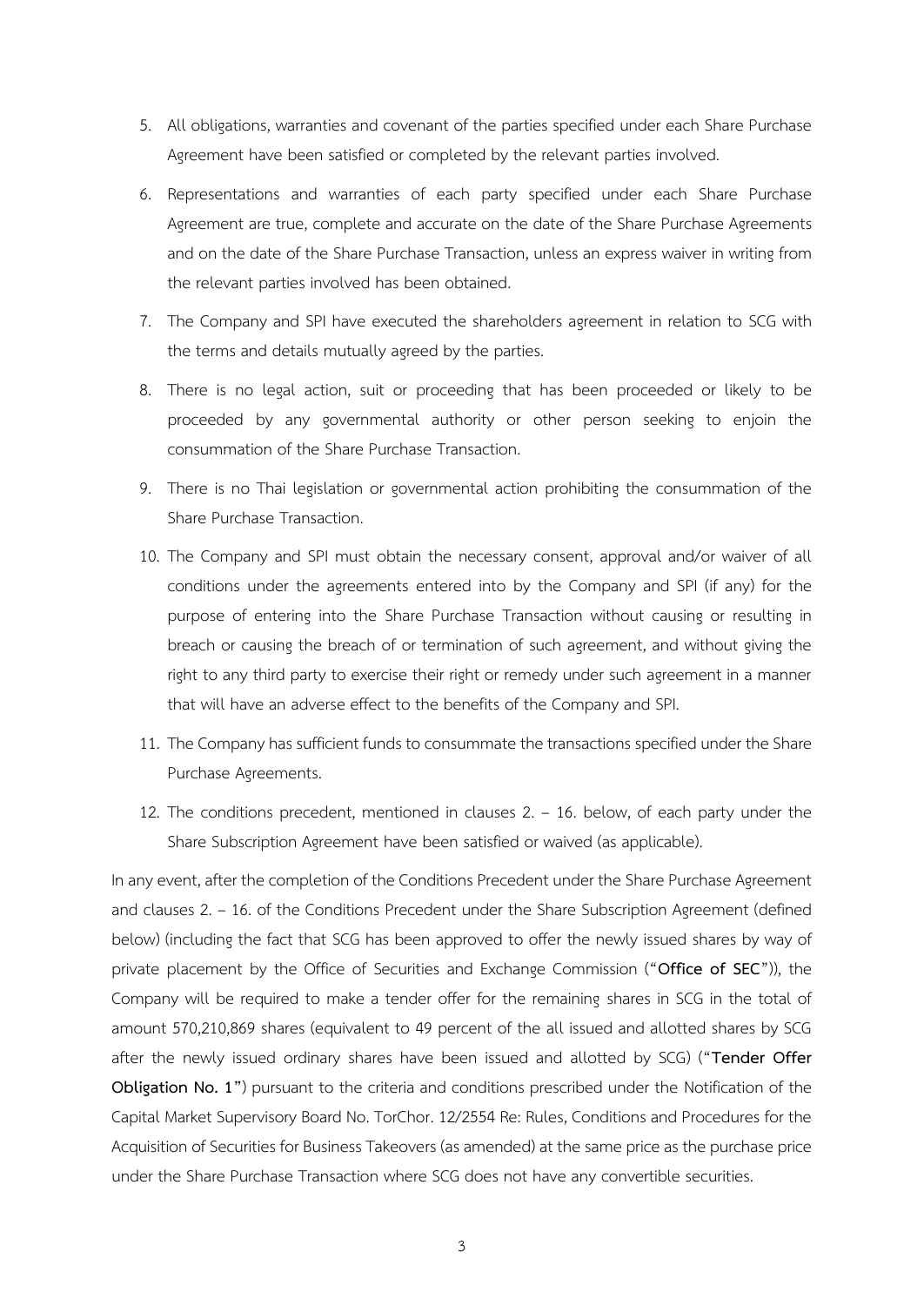5. All obligations, warranties and covenant of the parties specified under each Share Purchase Agreement have been satisfied or completed by the relevant parties involved.

6. Representations and warranties of each party specified under each Share Purchase Agreement are true, complete and accurate on the date of the Share Purchase Agreements and on the date of the Share Purchase Transaction, unless an express waiver in writing from the relevant parties involved has been obtained.

7. The Company and SPI have executed the shareholders agreement in relation to SCG with the terms and details mutually agreed by the parties.

8. There is no legal action, suit or proceeding that has been proceeded or likely to be proceeded by any governmental authority or other person seeking to enjoin the consummation of the Share Purchase Transaction.

9. There is no Thai legislation or governmental action prohibiting the consummation of the Share Purchase Transaction.

10. The Company and SPI must obtain the necessary consent, approval and/or waiver of all conditions under the agreements entered into by the Company and SPI (if any) for the purpose of entering into the Share Purchase Transaction without causing or resulting in breach or causing the breach of or termination of such agreement, and without giving the right to any third party to exercise their right or remedy under such agreement in a manner that will have an adverse effect to the benefits of the Company and SPI.

11. The Company has sufficient funds to consummate the transactions specified under the Share Purchase Agreements.

12. The conditions precedent, mentioned in clauses 2. – 16. below, of each party under the Share Subscription Agreement have been satisfied or waived (as applicable).

In any event, after the completion of the Conditions Precedent under the Share Purchase Agreement and clauses 2. – 16. of the Conditions Precedent under the Share Subscription Agreement (defined below) (including the fact that SCG has been approved to offer the newly issued shares by way of private placement by the Office of Securities and Exchange Commission ("**Office of SEC**")), the Company will be required to make a tender offer for the remaining shares in SCG in the total of amount 570,210,869 shares (equivalent to 49 percent of the all issued and allotted shares by SCG after the newly issued ordinary shares have been issued and allotted by SCG) ("**Tender Offer Obligation No. 1**") pursuant to the criteria and conditions prescribed under the Notification of the Capital Market Supervisory Board No. TorChor. 12/2554 Re: Rules, Conditions and Procedures for the Acquisition of Securities for Business Takeovers (as amended) at the same price as the purchase price under the Share Purchase Transaction where SCG does not have any convertible securities.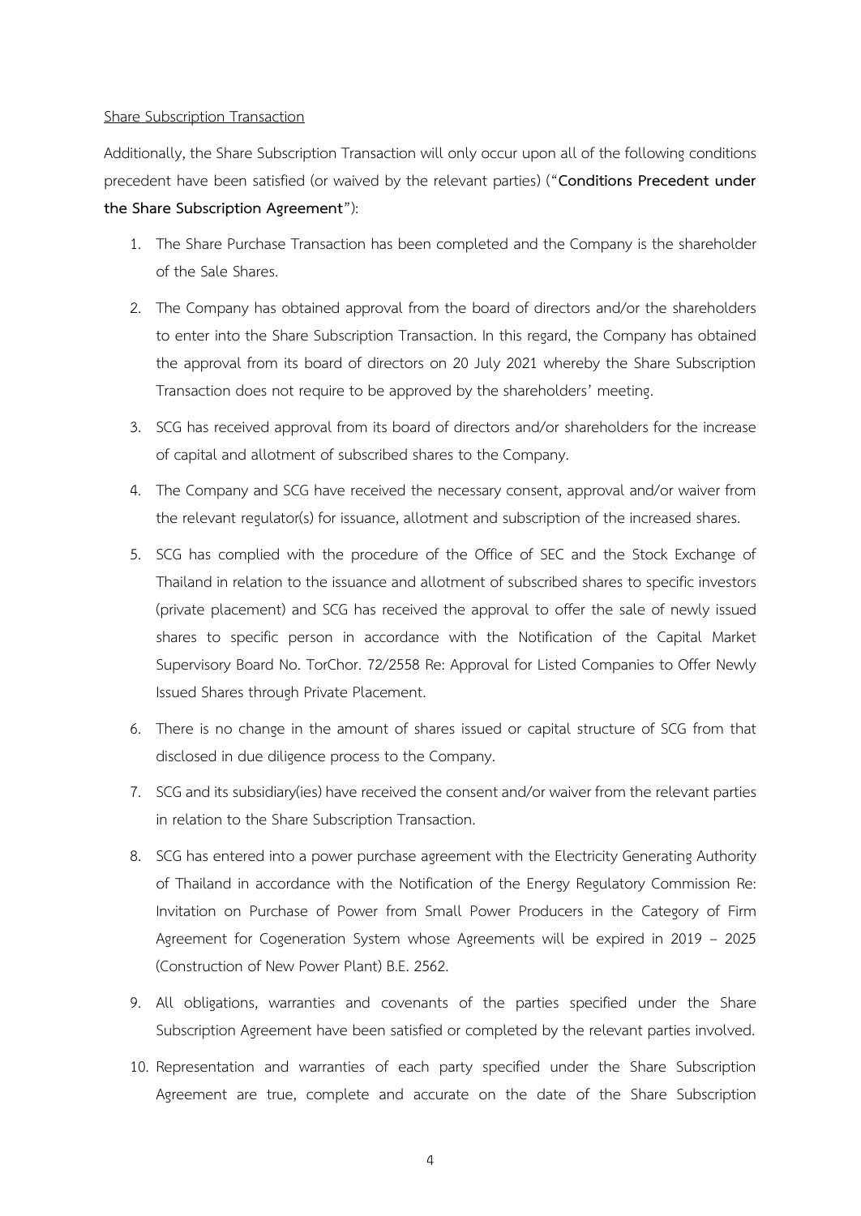Share Subscription Transaction

Additionally, the Share Subscription Transaction will only occur upon all of the following conditions precedent have been satisfied (or waived by the relevant parties) ("**Conditions Precedent under the Share Subscription Agreement**"):

1. The Share Purchase Transaction has been completed and the Company is the shareholder of the Sale Shares.
2. The Company has obtained approval from the board of directors and/or the shareholders to enter into the Share Subscription Transaction. In this regard, the Company has obtained the approval from its board of directors on 20 July 2021 whereby the Share Subscription Transaction does not require to be approved by the shareholders' meeting.
3. SCG has received approval from its board of directors and/or shareholders for the increase of capital and allotment of subscribed shares to the Company.
4. The Company and SCG have received the necessary consent, approval and/or waiver from the relevant regulator(s) for issuance, allotment and subscription of the increased shares.
5. SCG has complied with the procedure of the Office of SEC and the Stock Exchange of Thailand in relation to the issuance and allotment of subscribed shares to specific investors (private placement) and SCG has received the approval to offer the sale of newly issued shares to specific person in accordance with the Notification of the Capital Market Supervisory Board No. TorChor. 72/2558 Re: Approval for Listed Companies to Offer Newly Issued Shares through Private Placement.
6. There is no change in the amount of shares issued or capital structure of SCG from that disclosed in due diligence process to the Company.
7. SCG and its subsidiary(ies) have received the consent and/or waiver from the relevant parties in relation to the Share Subscription Transaction.
8. SCG has entered into a power purchase agreement with the Electricity Generating Authority of Thailand in accordance with the Notification of the Energy Regulatory Commission Re: Invitation on Purchase of Power from Small Power Producers in the Category of Firm Agreement for Cogeneration System whose Agreements will be expired in 2019 – 2025 (Construction of New Power Plant) B.E. 2562.
9. All obligations, warranties and covenants of the parties specified under the Share Subscription Agreement have been satisfied or completed by the relevant parties involved.
10. Representation and warranties of each party specified under the Share Subscription Agreement are true, complete and accurate on the date of the Share Subscription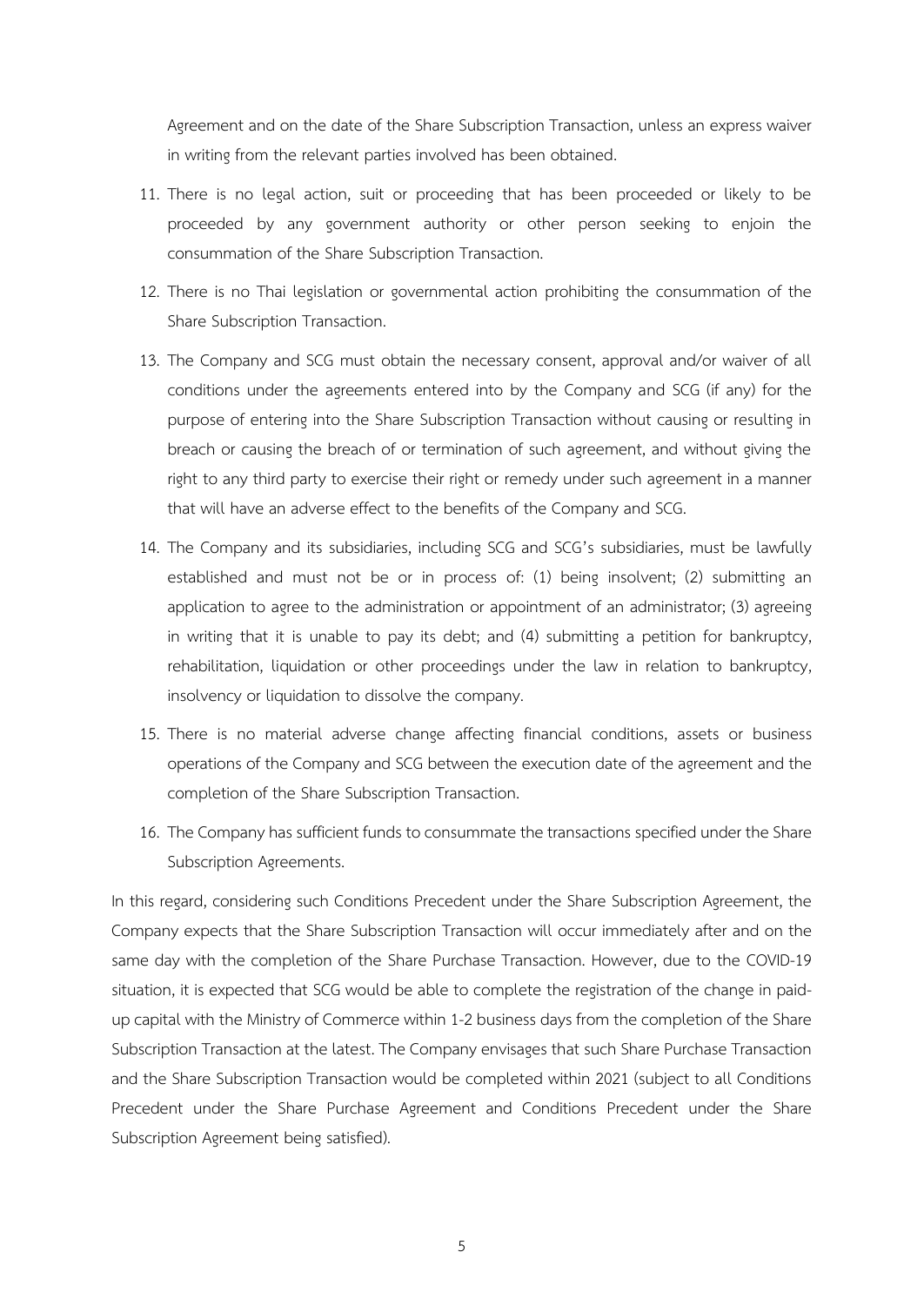Agreement and on the date of the Share Subscription Transaction, unless an express waiver in writing from the relevant parties involved has been obtained.

11. There is no legal action, suit or proceeding that has been proceeded or likely to be proceeded by any government authority or other person seeking to enjoin the consummation of the Share Subscription Transaction.
12. There is no Thai legislation or governmental action prohibiting the consummation of the Share Subscription Transaction.
13. The Company and SCG must obtain the necessary consent, approval and/or waiver of all conditions under the agreements entered into by the Company and SCG (if any) for the purpose of entering into the Share Subscription Transaction without causing or resulting in breach or causing the breach of or termination of such agreement, and without giving the right to any third party to exercise their right or remedy under such agreement in a manner that will have an adverse effect to the benefits of the Company and SCG.
14. The Company and its subsidiaries, including SCG and SCG's subsidiaries, must be lawfully established and must not be or in process of: (1) being insolvent; (2) submitting an application to agree to the administration or appointment of an administrator; (3) agreeing in writing that it is unable to pay its debt; and (4) submitting a petition for bankruptcy, rehabilitation, liquidation or other proceedings under the law in relation to bankruptcy, insolvency or liquidation to dissolve the company.
15. There is no material adverse change affecting financial conditions, assets or business operations of the Company and SCG between the execution date of the agreement and the completion of the Share Subscription Transaction.
16. The Company has sufficient funds to consummate the transactions specified under the Share Subscription Agreements.

In this regard, considering such Conditions Precedent under the Share Subscription Agreement, the Company expects that the Share Subscription Transaction will occur immediately after and on the same day with the completion of the Share Purchase Transaction. However, due to the COVID-19 situation, it is expected that SCG would be able to complete the registration of the change in paid-up capital with the Ministry of Commerce within 1-2 business days from the completion of the Share Subscription Transaction at the latest. The Company envisages that such Share Purchase Transaction and the Share Subscription Transaction would be completed within 2021 (subject to all Conditions Precedent under the Share Purchase Agreement and Conditions Precedent under the Share Subscription Agreement being satisfied).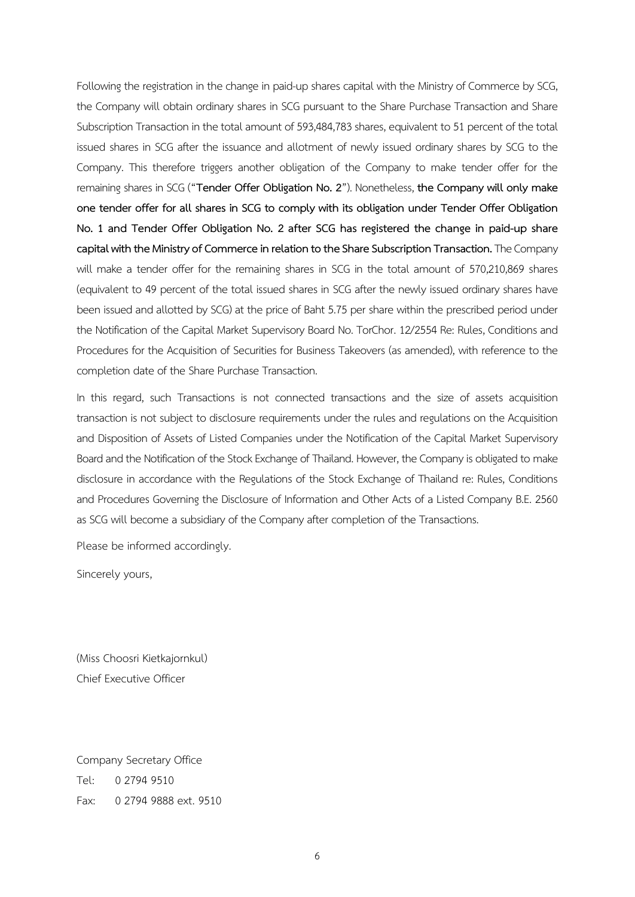Following the registration in the change in paid-up shares capital with the Ministry of Commerce by SCG, the Company will obtain ordinary shares in SCG pursuant to the Share Purchase Transaction and Share Subscription Transaction in the total amount of 593,484,783 shares, equivalent to 51 percent of the total issued shares in SCG after the issuance and allotment of newly issued ordinary shares by SCG to the Company. This therefore triggers another obligation of the Company to make tender offer for the remaining shares in SCG ("**Tender Offer Obligation No. 2**"). Nonetheless, **the Company will only make one tender offer for all shares in SCG to comply with its obligation under Tender Offer Obligation No. 1 and Tender Offer Obligation No. 2 after SCG has registered the change in paid-up share capital with the Ministry of Commerce in relation to the Share Subscription Transaction.** The Company will make a tender offer for the remaining shares in SCG in the total amount of 570,210,869 shares (equivalent to 49 percent of the total issued shares in SCG after the newly issued ordinary shares have been issued and allotted by SCG) at the price of Baht 5.75 per share within the prescribed period under the Notification of the Capital Market Supervisory Board No. TorChor. 12/2554 Re: Rules, Conditions and Procedures for the Acquisition of Securities for Business Takeovers (as amended), with reference to the completion date of the Share Purchase Transaction.

In this regard, such Transactions is not connected transactions and the size of assets acquisition transaction is not subject to disclosure requirements under the rules and regulations on the Acquisition and Disposition of Assets of Listed Companies under the Notification of the Capital Market Supervisory Board and the Notification of the Stock Exchange of Thailand. However, the Company is obligated to make disclosure in accordance with the Regulations of the Stock Exchange of Thailand re: Rules, Conditions and Procedures Governing the Disclosure of Information and Other Acts of a Listed Company B.E. 2560 as SCG will become a subsidiary of the Company after completion of the Transactions.

Please be informed accordingly.

Sincerely yours,

(Miss Choosri Kietkajornkul)
Chief Executive Officer

Company Secretary Office
Tel: 0 2794 9510
Fax: 0 2794 9888 ext. 9510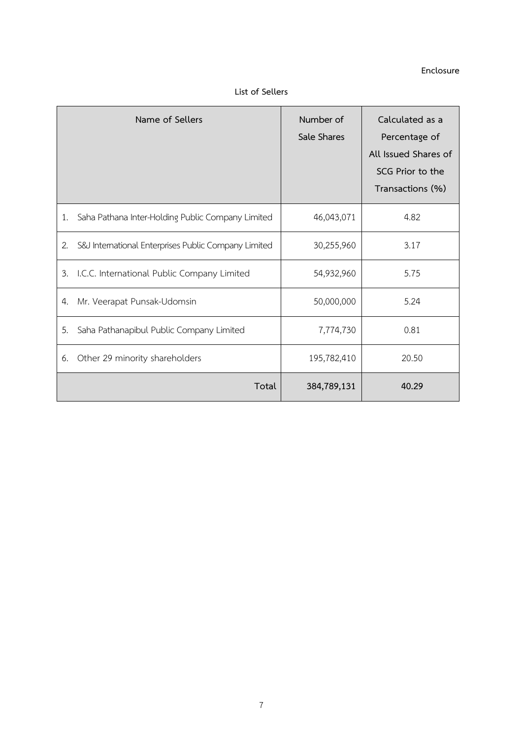Enclosure

List of Sellers

| Name of Sellers | Number of Sale Shares | Calculated as a Percentage of All Issued Shares of SCG Prior to the Transactions (%) |
|---|---|---|
| 1. Saha Pathana Inter-Holding Public Company Limited | 46,043,071 | 4.82 |
| 2. S&J International Enterprises Public Company Limited | 30,255,960 | 3.17 |
| 3. I.C.C. International Public Company Limited | 54,932,960 | 5.75 |
| 4. Mr. Veerapat Punsak-Udomsin | 50,000,000 | 5.24 |
| 5. Saha Pathanapibul Public Company Limited | 7,774,730 | 0.81 |
| 6. Other 29 minority shareholders | 195,782,410 | 20.50 |
| **Total** | **384,789,131** | **40.29** |